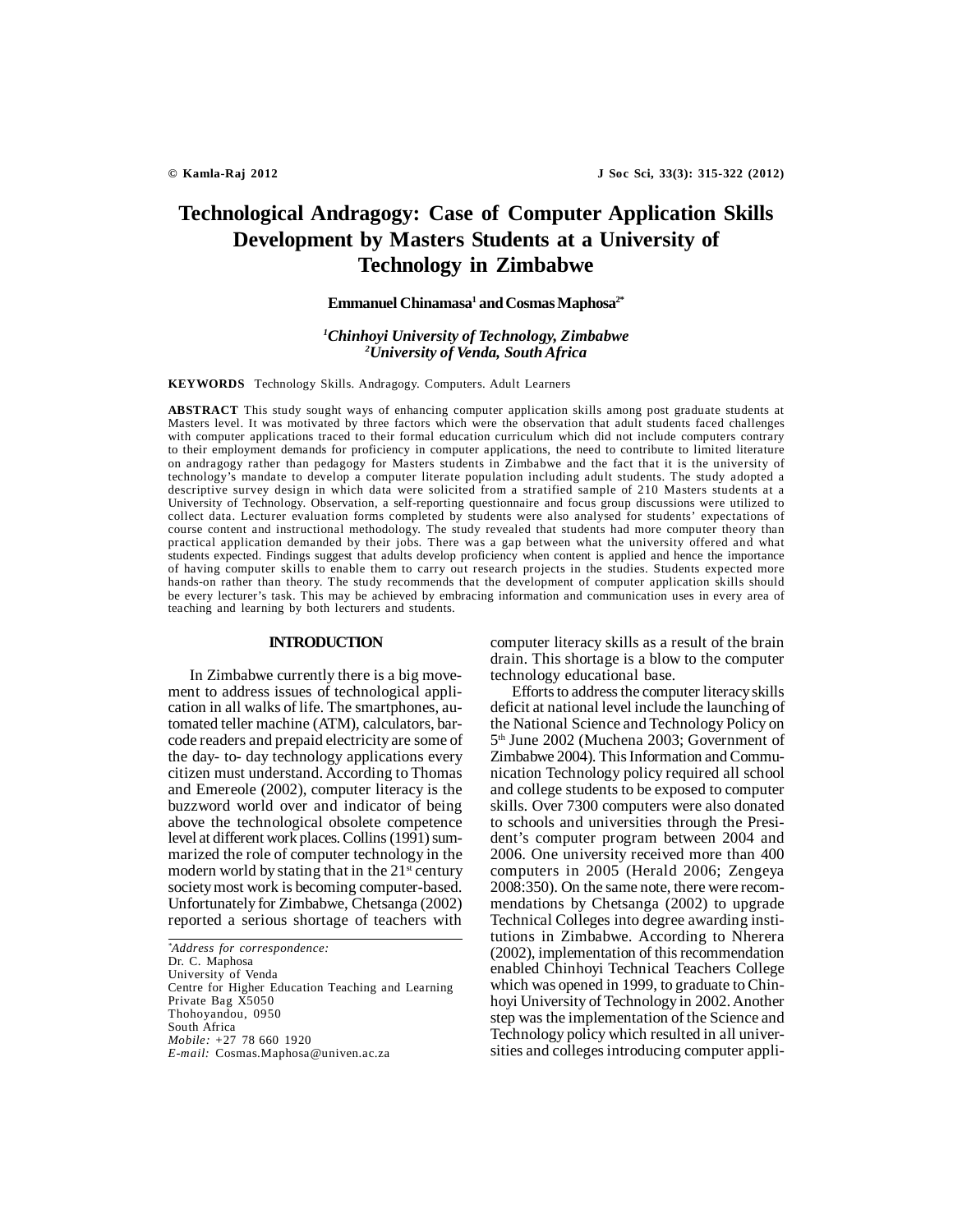# Technological Andragogy: Case of Computer Application Skills Development by Masters Students at a University of Technology in Zimbabwe

**Emmanuel Chinamasa[1] and Cosmas Maphosa[2*]**

*[1]Chinhoyi University of Technology, Zimbabwe*
*[2]University of Venda, South Africa*

**KEYWORDS** Technology Skills. Andragogy. Computers. Adult Learners

**ABSTRACT** This study sought ways of enhancing computer application skills among post graduate students at Masters level. It was motivated by three factors which were the observation that adult students faced challenges with computer applications traced to their formal education curriculum which did not include computers contrary to their employment demands for proficiency in computer applications, the need to contribute to limited literature on andragogy rather than pedagogy for Masters students in Zimbabwe and the fact that it is the university of technology's mandate to develop a computer literate population including adult students. The study adopted a descriptive survey design in which data were solicited from a stratified sample of 210 Masters students at a University of Technology. Observation, a self-reporting questionnaire and focus group discussions were utilized to collect data. Lecturer evaluation forms completed by students were also analysed for students' expectations of course content and instructional methodology. The study revealed that students had more computer theory than practical application demanded by their jobs. There was a gap between what the university offered and what students expected. Findings suggest that adults develop proficiency when content is applied and hence the importance of having computer skills to enable them to carry out research projects in the studies. Students expected more hands-on rather than theory. The study recommends that the development of computer application skills should be every lecturer's task. This may be achieved by embracing information and communication uses in every area of teaching and learning by both lecturers and students.

## INTRODUCTION

In Zimbabwe currently there is a big movement to address issues of technological application in all walks of life. The smartphones, automated teller machine (ATM), calculators, barcode readers and prepaid electricity are some of the day- to- day technology applications every citizen must understand. According to Thomas and Emereole (2002), computer literacy is the buzzword world over and indicator of being above the technological obsolete competence level at different work places. Collins (1991) summarized the role of computer technology in the modern world by stating that in the 21st century society most work is becoming computer-based. Unfortunately for Zimbabwe, Chetsanga (2002) reported a serious shortage of teachers with computer literacy skills as a result of the brain drain. This shortage is a blow to the computer technology educational base.

Efforts to address the computer literacy skills deficit at national level include the launching of the National Science and Technology Policy on 5th June 2002 (Muchena 2003; Government of Zimbabwe 2004). This Information and Communication Technology policy required all school and college students to be exposed to computer skills. Over 7300 computers were also donated to schools and universities through the President's computer program between 2004 and 2006. One university received more than 400 computers in 2005 (Herald 2006; Zengeya 2008:350). On the same note, there were recommendations by Chetsanga (2002) to upgrade Technical Colleges into degree awarding institutions in Zimbabwe. According to Nherera (2002), implementation of this recommendation enabled Chinhoyi Technical Teachers College which was opened in 1999, to graduate to Chinhoyi University of Technology in 2002. Another step was the implementation of the Science and Technology policy which resulted in all universities and colleges introducing computer appli-

---

*\*Address for correspondence:*
Dr. C. Maphosa
University of Venda
Centre for Higher Education Teaching and Learning
Private Bag X5050
Thohoyandou, 0950
South Africa
*Mobile:* +27 78 660 1920
*E-mail:* Cosmas.Maphosa@univen.ac.za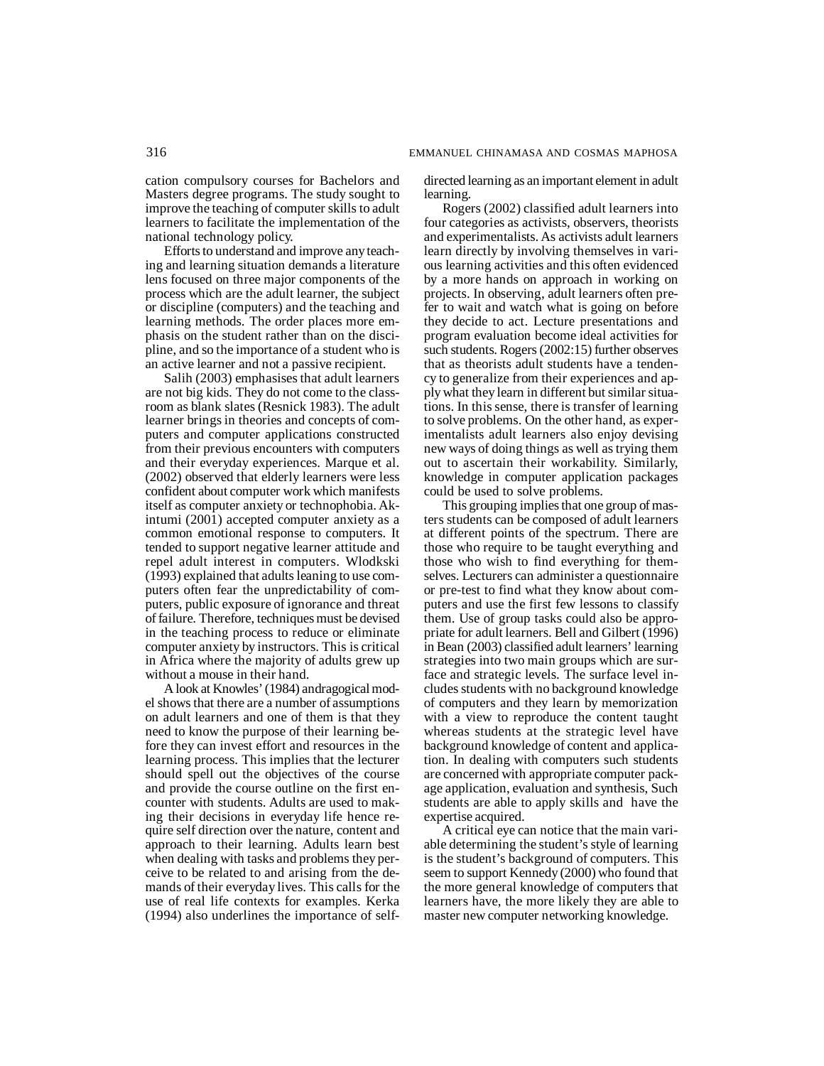cation compulsory courses for Bachelors and Masters degree programs. The study sought to improve the teaching of computer skills to adult learners to facilitate the implementation of the national technology policy.

Efforts to understand and improve any teaching and learning situation demands a literature lens focused on three major components of the process which are the adult learner, the subject or discipline (computers) and the teaching and learning methods. The order places more emphasis on the student rather than on the discipline, and so the importance of a student who is an active learner and not a passive recipient.

Salih (2003) emphasises that adult learners are not big kids. They do not come to the classroom as blank slates (Resnick 1983). The adult learner brings in theories and concepts of computers and computer applications constructed from their previous encounters with computers and their everyday experiences. Marque et al. (2002) observed that elderly learners were less confident about computer work which manifests itself as computer anxiety or technophobia. Akintumi (2001) accepted computer anxiety as a common emotional response to computers. It tended to support negative learner attitude and repel adult interest in computers. Wlodkski (1993) explained that adults leaning to use computers often fear the unpredictability of computers, public exposure of ignorance and threat of failure. Therefore, techniques must be devised in the teaching process to reduce or eliminate computer anxiety by instructors. This is critical in Africa where the majority of adults grew up without a mouse in their hand.

A look at Knowles' (1984) andragogical model shows that there are a number of assumptions on adult learners and one of them is that they need to know the purpose of their learning before they can invest effort and resources in the learning process. This implies that the lecturer should spell out the objectives of the course and provide the course outline on the first encounter with students. Adults are used to making their decisions in everyday life hence require self direction over the nature, content and approach to their learning. Adults learn best when dealing with tasks and problems they perceive to be related to and arising from the demands of their everyday lives. This calls for the use of real life contexts for examples. Kerka (1994) also underlines the importance of self-directed learning as an important element in adult learning.

Rogers (2002) classified adult learners into four categories as activists, observers, theorists and experimentalists. As activists adult learners learn directly by involving themselves in various learning activities and this often evidenced by a more hands on approach in working on projects. In observing, adult learners often prefer to wait and watch what is going on before they decide to act. Lecture presentations and program evaluation become ideal activities for such students. Rogers (2002:15) further observes that as theorists adult students have a tendency to generalize from their experiences and apply what they learn in different but similar situations. In this sense, there is transfer of learning to solve problems. On the other hand, as experimentalists adult learners also enjoy devising new ways of doing things as well as trying them out to ascertain their workability. Similarly, knowledge in computer application packages could be used to solve problems.

This grouping implies that one group of masters students can be composed of adult learners at different points of the spectrum. There are those who require to be taught everything and those who wish to find everything for themselves. Lecturers can administer a questionnaire or pre-test to find what they know about computers and use the first few lessons to classify them. Use of group tasks could also be appropriate for adult learners. Bell and Gilbert (1996) in Bean (2003) classified adult learners' learning strategies into two main groups which are surface and strategic levels. The surface level includes students with no background knowledge of computers and they learn by memorization with a view to reproduce the content taught whereas students at the strategic level have background knowledge of content and application. In dealing with computers such students are concerned with appropriate computer package application, evaluation and synthesis, Such students are able to apply skills and have the expertise acquired.

A critical eye can notice that the main variable determining the student's style of learning is the student's background of computers. This seem to support Kennedy (2000) who found that the more general knowledge of computers that learners have, the more likely they are able to master new computer networking knowledge.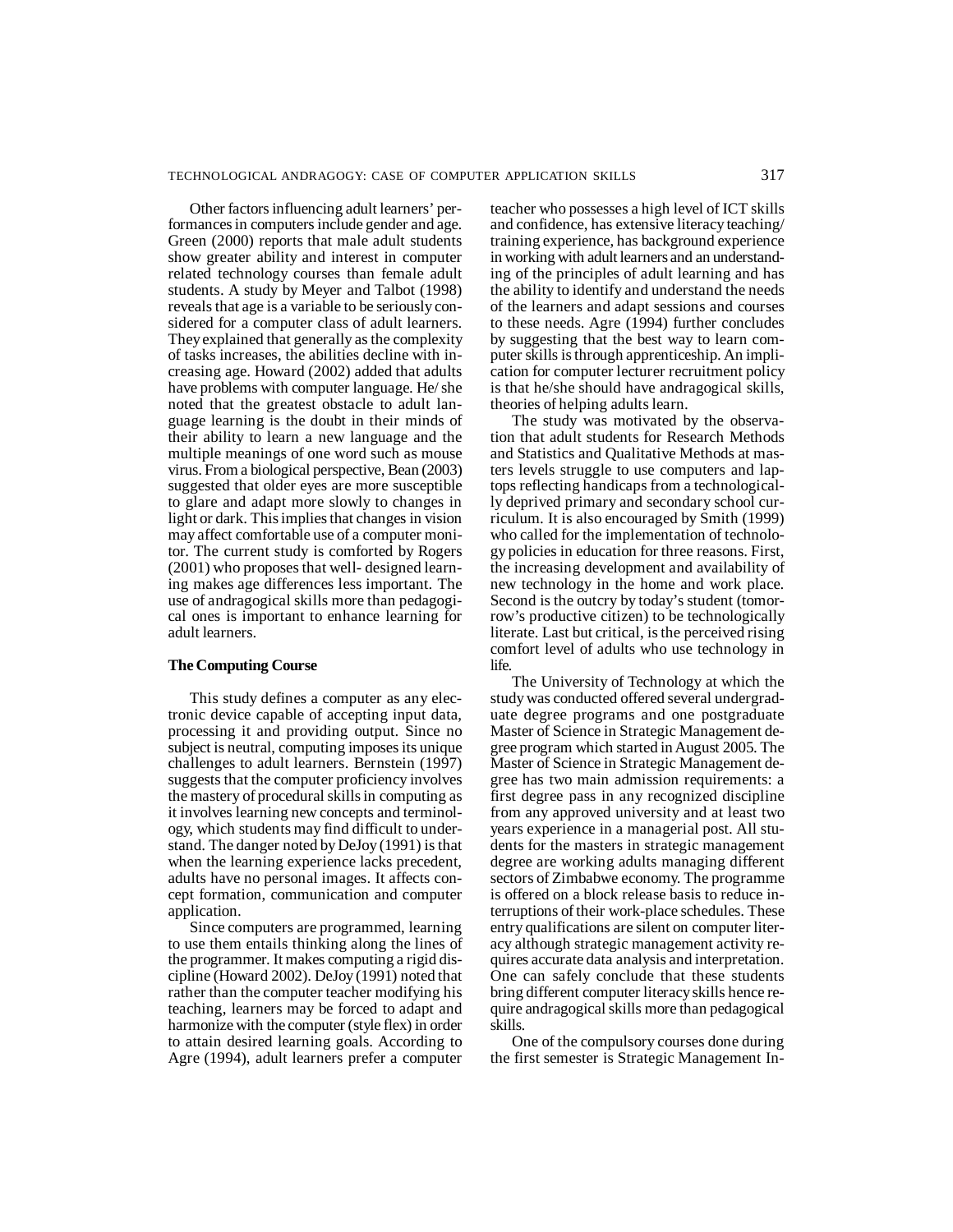Other factors influencing adult learners' performances in computers include gender and age. Green (2000) reports that male adult students show greater ability and interest in computer related technology courses than female adult students. A study by Meyer and Talbot (1998) reveals that age is a variable to be seriously considered for a computer class of adult learners. They explained that generally as the complexity of tasks increases, the abilities decline with increasing age. Howard (2002) added that adults have problems with computer language. He/ she noted that the greatest obstacle to adult language learning is the doubt in their minds of their ability to learn a new language and the multiple meanings of one word such as mouse virus. From a biological perspective, Bean (2003) suggested that older eyes are more susceptible to glare and adapt more slowly to changes in light or dark. This implies that changes in vision may affect comfortable use of a computer monitor. The current study is comforted by Rogers (2001) who proposes that well- designed learning makes age differences less important. The use of andragogical skills more than pedagogical ones is important to enhance learning for adult learners.

## The Computing Course

This study defines a computer as any electronic device capable of accepting input data, processing it and providing output. Since no subject is neutral, computing imposes its unique challenges to adult learners. Bernstein (1997) suggests that the computer proficiency involves the mastery of procedural skills in computing as it involves learning new concepts and terminology, which students may find difficult to understand. The danger noted by DeJoy (1991) is that when the learning experience lacks precedent, adults have no personal images. It affects concept formation, communication and computer application.

Since computers are programmed, learning to use them entails thinking along the lines of the programmer. It makes computing a rigid discipline (Howard 2002). DeJoy (1991) noted that rather than the computer teacher modifying his teaching, learners may be forced to adapt and harmonize with the computer (style flex) in order to attain desired learning goals. According to Agre (1994), adult learners prefer a computer teacher who possesses a high level of ICT skills and confidence, has extensive literacy teaching/ training experience, has background experience in working with adult learners and an understanding of the principles of adult learning and has the ability to identify and understand the needs of the learners and adapt sessions and courses to these needs. Agre (1994) further concludes by suggesting that the best way to learn computer skills is through apprenticeship. An implication for computer lecturer recruitment policy is that he/she should have andragogical skills, theories of helping adults learn.

The study was motivated by the observation that adult students for Research Methods and Statistics and Qualitative Methods at masters levels struggle to use computers and laptops reflecting handicaps from a technologically deprived primary and secondary school curriculum. It is also encouraged by Smith (1999) who called for the implementation of technology policies in education for three reasons. First, the increasing development and availability of new technology in the home and work place. Second is the outcry by today's student (tomorrow's productive citizen) to be technologically literate. Last but critical, is the perceived rising comfort level of adults who use technology in life.

The University of Technology at which the study was conducted offered several undergraduate degree programs and one postgraduate Master of Science in Strategic Management degree program which started in August 2005. The Master of Science in Strategic Management degree has two main admission requirements: a first degree pass in any recognized discipline from any approved university and at least two years experience in a managerial post. All students for the masters in strategic management degree are working adults managing different sectors of Zimbabwe economy. The programme is offered on a block release basis to reduce interruptions of their work-place schedules. These entry qualifications are silent on computer literacy although strategic management activity requires accurate data analysis and interpretation. One can safely conclude that these students bring different computer literacy skills hence require andragogical skills more than pedagogical skills.

One of the compulsory courses done during the first semester is Strategic Management In-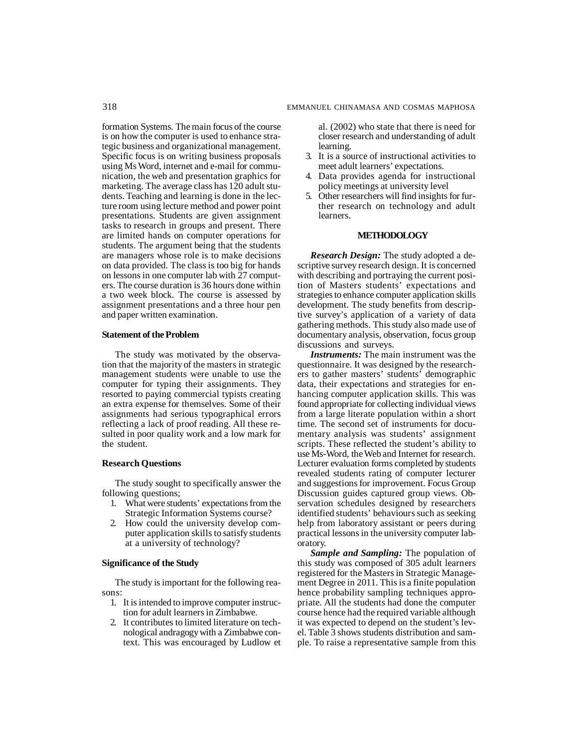formation Systems. The main focus of the course is on how the computer is used to enhance strategic business and organizational management. Specific focus is on writing business proposals using Ms Word, internet and e-mail for communication, the web and presentation graphics for marketing. The average class has 120 adult students. Teaching and learning is done in the lecture room using lecture method and power point presentations. Students are given assignment tasks to research in groups and present. There are limited hands on computer operations for students. The argument being that the students are managers whose role is to make decisions on data provided. The class is too big for hands on lessons in one computer lab with 27 computers. The course duration is 36 hours done within a two week block. The course is assessed by assignment presentations and a three hour pen and paper written examination.

### Statement of the Problem

The study was motivated by the observation that the majority of the masters in strategic management students were unable to use the computer for typing their assignments. They resorted to paying commercial typists creating an extra expense for themselves. Some of their assignments had serious typographical errors reflecting a lack of proof reading. All these resulted in poor quality work and a low mark for the student.

### Research Questions

The study sought to specifically answer the following questions;

1. What were students' expectations from the Strategic Information Systems course?
2. How could the university develop computer application skills to satisfy students at a university of technology?

### Significance of the Study

The study is important for the following reasons:

1. It is intended to improve computer instruction for adult learners in Zimbabwe.
2. It contributes to limited literature on technological andragogy with a Zimbabwe context. This was encouraged by Ludlow et al. (2002) who state that there is need for closer research and understanding of adult learning.
3. It is a source of instructional activities to meet adult learners' expectations.
4. Data provides agenda for instructional policy meetings at university level
5. Other researchers will find insights for further research on technology and adult learners.

## METHODOLOGY

***Research Design:*** The study adopted a descriptive survey research design. It is concerned with describing and portraying the current position of Masters students' expectations and strategies to enhance computer application skills development. The study benefits from descriptive survey's application of a variety of data gathering methods. This study also made use of documentary analysis, observation, focus group discussions and surveys.

***Instruments:*** The main instrument was the questionnaire. It was designed by the researchers to gather masters' students' demographic data, their expectations and strategies for enhancing computer application skills. This was found appropriate for collecting individual views from a large literate population within a short time. The second set of instruments for documentary analysis was students' assignment scripts. These reflected the student's ability to use Ms-Word, the Web and Internet for research. Lecturer evaluation forms completed by students revealed students rating of computer lecturer and suggestions for improvement. Focus Group Discussion guides captured group views. Observation schedules designed by researchers identified students' behaviours such as seeking help from laboratory assistant or peers during practical lessons in the university computer laboratory.

***Sample and Sampling:*** The population of this study was composed of 305 adult learners registered for the Masters in Strategic Management Degree in 2011. This is a finite population hence probability sampling techniques appropriate. All the students had done the computer course hence had the required variable although it was expected to depend on the student's level. Table 3 shows students distribution and sample. To raise a representative sample from this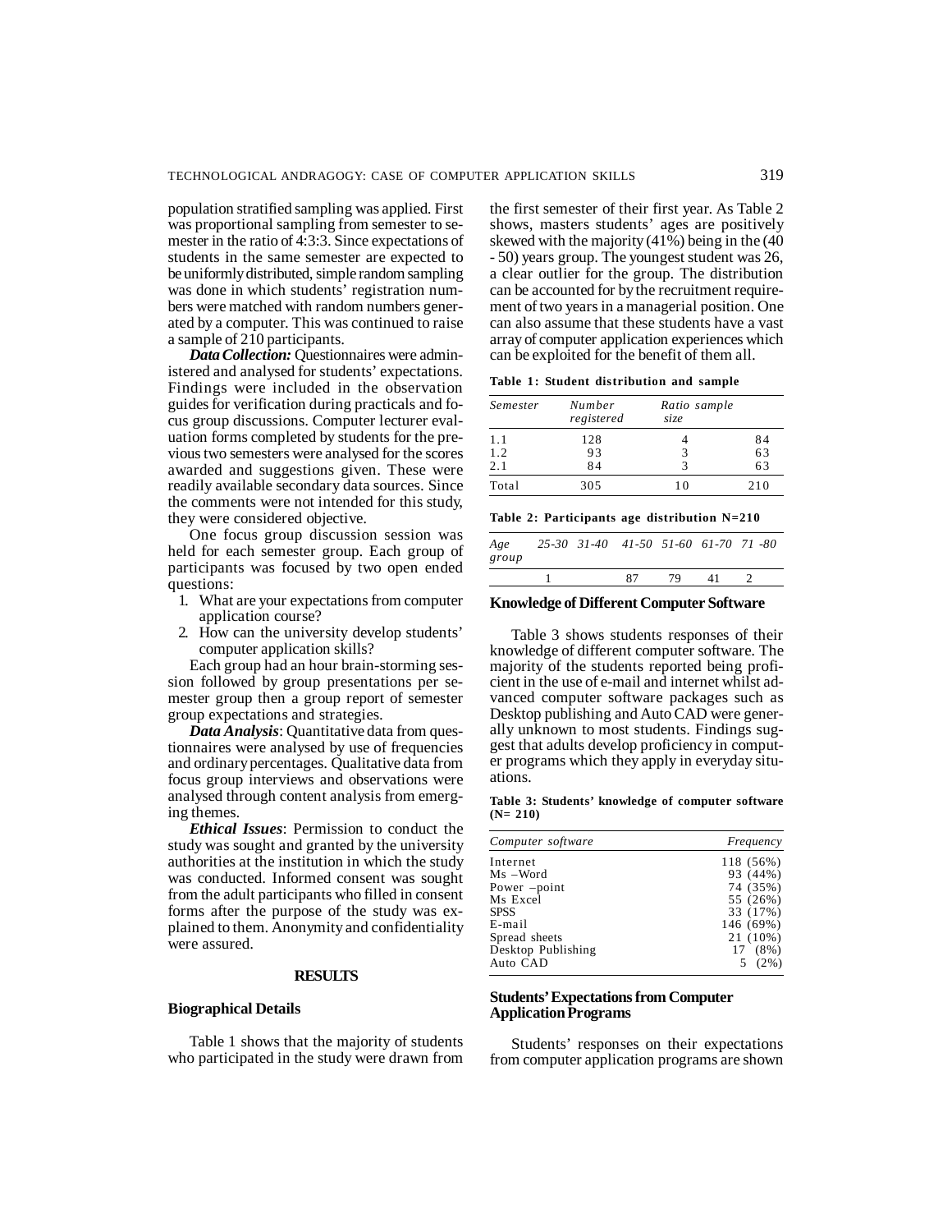population stratified sampling was applied. First was proportional sampling from semester to semester in the ratio of 4:3:3. Since expectations of students in the same semester are expected to be uniformly distributed, simple random sampling was done in which students' registration numbers were matched with random numbers generated by a computer. This was continued to raise a sample of 210 participants.

***Data Collection:*** Questionnaires were administered and analysed for students' expectations. Findings were included in the observation guides for verification during practicals and focus group discussions. Computer lecturer evaluation forms completed by students for the previous two semesters were analysed for the scores awarded and suggestions given. These were readily available secondary data sources. Since the comments were not intended for this study, they were considered objective.

One focus group discussion session was held for each semester group. Each group of participants was focused by two open ended questions:

1. What are your expectations from computer application course?
2. How can the university develop students' computer application skills?

Each group had an hour brain-storming session followed by group presentations per semester group then a group report of semester group expectations and strategies.

***Data Analysis***: Quantitative data from questionnaires were analysed by use of frequencies and ordinary percentages. Qualitative data from focus group interviews and observations were analysed through content analysis from emerging themes.

***Ethical Issues***: Permission to conduct the study was sought and granted by the university authorities at the institution in which the study was conducted. Informed consent was sought from the adult participants who filled in consent forms after the purpose of the study was explained to them. Anonymity and confidentiality were assured.

## RESULTS

### Biographical Details

Table 1 shows that the majority of students who participated in the study were drawn from the first semester of their first year. As Table 2 shows, masters students' ages are positively skewed with the majority (41%) being in the (40 - 50) years group. The youngest student was 26, a clear outlier for the group. The distribution can be accounted for by the recruitment requirement of two years in a managerial position. One can also assume that these students have a vast array of computer application experiences which can be exploited for the benefit of them all.

**Table 1: Student distribution and sample**

| *Semester* | *Number registered* | *Ratio sample size* | |
|---|---|---|---|
| 1.1 | 128 | 4 | 84 |
| 1.2 | 93 | 3 | 63 |
| 2.1 | 84 | 3 | 63 |
| Total | 305 | 10 | 210 |

**Table 2: Participants age distribution N=210**

| *Age group* | *25-30* | *31-40* | *41-50* | *51-60* | *61-70* | *71 -80* |
|---|---|---|---|---|---|---|
| | 1 | | 87 | 79 | 41 | 2 |

### Knowledge of Different Computer Software

Table 3 shows students responses of their knowledge of different computer software. The majority of the students reported being proficient in the use of e-mail and internet whilst advanced computer software packages such as Desktop publishing and Auto CAD were generally unknown to most students. Findings suggest that adults develop proficiency in computer programs which they apply in everyday situations.

**Table 3: Students' knowledge of computer software (N= 210)**

| *Computer software* | *Frequency* |
|---|---|
| Internet | 118 (56%) |
| Ms –Word | 93 (44%) |
| Power –point | 74 (35%) |
| Ms Excel | 55 (26%) |
| SPSS | 33 (17%) |
| E-mail | 146 (69%) |
| Spread sheets | 21 (10%) |
| Desktop Publishing | 17 (8%) |
| Auto CAD | 5 (2%) |

### Students' Expectations from Computer Application Programs

Students' responses on their expectations from computer application programs are shown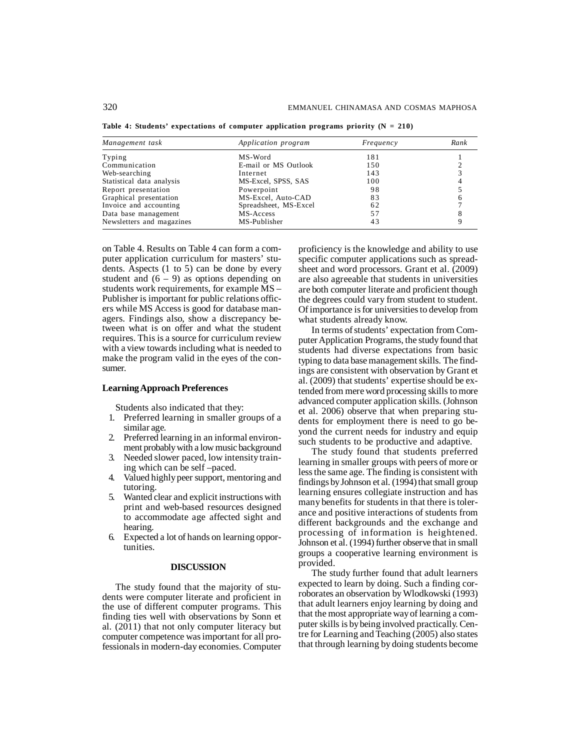**Table 4: Students' expectations of computer application programs priority (N = 210)**

| *Management task* | *Application program* | *Frequency* | *Rank* |
|---|---|---|---|
| Typing | MS-Word | 181 | 1 |
| Communication | E-mail or MS Outlook | 150 | 2 |
| Web-searching | Internet | 143 | 3 |
| Statistical data analysis | MS-Excel, SPSS, SAS | 100 | 4 |
| Report presentation | Powerpoint | 98 | 5 |
| Graphical presentation | MS-Excel, Auto-CAD | 83 | 6 |
| Invoice and accounting | Spreadsheet, MS-Excel | 62 | 7 |
| Data base management | MS-Access | 57 | 8 |
| Newsletters and magazines | MS-Publisher | 43 | 9 |

on Table 4. Results on Table 4 can form a computer application curriculum for masters' students. Aspects (1 to 5) can be done by every student and (6 – 9) as options depending on students work requirements, for example MS – Publisher is important for public relations officers while MS Access is good for database managers. Findings also, show a discrepancy between what is on offer and what the student requires. This is a source for curriculum review with a view towards including what is needed to make the program valid in the eyes of the consumer.

### Learning Approach Preferences

Students also indicated that they:

1. Preferred learning in smaller groups of a similar age.
2. Preferred learning in an informal environment probably with a low music background
3. Needed slower paced, low intensity training which can be self –paced.
4. Valued highly peer support, mentoring and tutoring.
5. Wanted clear and explicit instructions with print and web-based resources designed to accommodate age affected sight and hearing.
6. Expected a lot of hands on learning opportunities.

## DISCUSSION

The study found that the majority of students were computer literate and proficient in the use of different computer programs. This finding ties well with observations by Sonn et al. (2011) that not only computer literacy but computer competence was important for all professionals in modern-day economies. Computer proficiency is the knowledge and ability to use specific computer applications such as spreadsheet and word processors. Grant et al. (2009) are also agreeable that students in universities are both computer literate and proficient though the degrees could vary from student to student. Of importance is for universities to develop from what students already know.

In terms of students' expectation from Computer Application Programs, the study found that students had diverse expectations from basic typing to data base management skills. The findings are consistent with observation by Grant et al. (2009) that students' expertise should be extended from mere word processing skills to more advanced computer application skills. (Johnson et al. 2006) observe that when preparing students for employment there is need to go beyond the current needs for industry and equip such students to be productive and adaptive.

The study found that students preferred learning in smaller groups with peers of more or less the same age. The finding is consistent with findings by Johnson et al. (1994) that small group learning ensures collegiate instruction and has many benefits for students in that there is tolerance and positive interactions of students from different backgrounds and the exchange and processing of information is heightened. Johnson et al. (1994) further observe that in small groups a cooperative learning environment is provided.

The study further found that adult learners expected to learn by doing. Such a finding corroborates an observation by Wlodkowski (1993) that adult learners enjoy learning by doing and that the most appropriate way of learning a computer skills is by being involved practically. Centre for Learning and Teaching (2005) also states that through learning by doing students become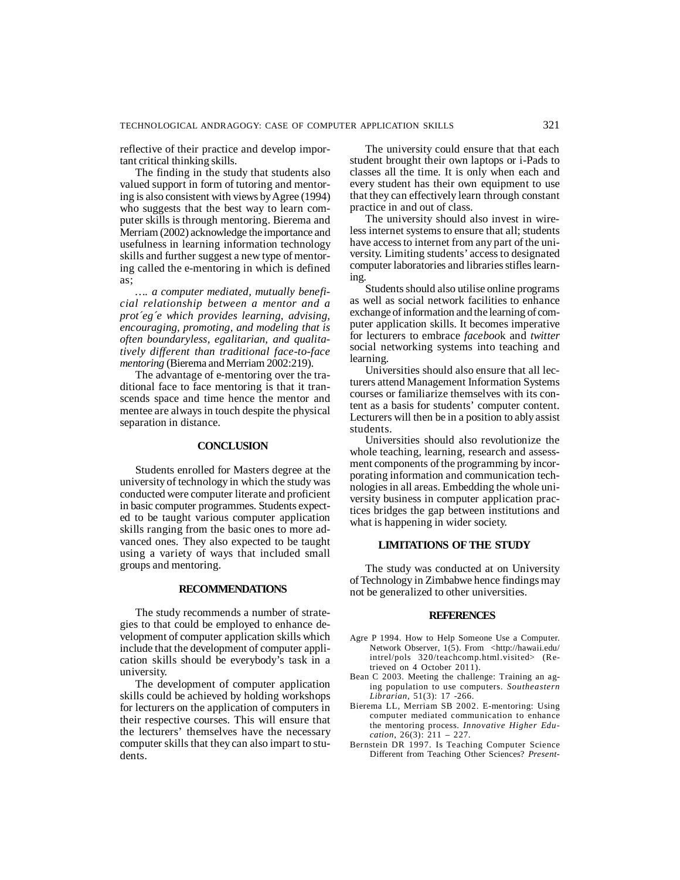reflective of their practice and develop important critical thinking skills.

The finding in the study that students also valued support in form of tutoring and mentoring is also consistent with views by Agree (1994) who suggests that the best way to learn computer skills is through mentoring. Bierema and Merriam (2002) acknowledge the importance and usefulness in learning information technology skills and further suggest a new type of mentoring called the e-mentoring in which is defined as;

*…. a computer mediated, mutually beneficial relationship between a mentor and a prot´eg´e which provides learning, advising, encouraging, promoting, and modeling that is often boundaryless, egalitarian, and qualitatively different than traditional face-to-face mentoring* (Bierema and Merriam 2002:219).

The advantage of e-mentoring over the traditional face to face mentoring is that it transcends space and time hence the mentor and mentee are always in touch despite the physical separation in distance.

## CONCLUSION

Students enrolled for Masters degree at the university of technology in which the study was conducted were computer literate and proficient in basic computer programmes. Students expected to be taught various computer application skills ranging from the basic ones to more advanced ones. They also expected to be taught using a variety of ways that included small groups and mentoring.

## RECOMMENDATIONS

The study recommends a number of strategies to that could be employed to enhance development of computer application skills which include that the development of computer application skills should be everybody's task in a university.

The development of computer application skills could be achieved by holding workshops for lecturers on the application of computers in their respective courses. This will ensure that the lecturers' themselves have the necessary computer skills that they can also impart to students.

The university could ensure that that each student brought their own laptops or i-Pads to classes all the time. It is only when each and every student has their own equipment to use that they can effectively learn through constant practice in and out of class.

The university should also invest in wireless internet systems to ensure that all; students have access to internet from any part of the university. Limiting students' access to designated computer laboratories and libraries stifles learning.

Students should also utilise online programs as well as social network facilities to enhance exchange of information and the learning of computer application skills. It becomes imperative for lecturers to embrace *faceboo*k and *twitter* social networking systems into teaching and learning.

Universities should also ensure that all lecturers attend Management Information Systems courses or familiarize themselves with its content as a basis for students' computer content. Lecturers will then be in a position to ably assist students.

Universities should also revolutionize the whole teaching, learning, research and assessment components of the programming by incorporating information and communication technologies in all areas. Embedding the whole university business in computer application practices bridges the gap between institutions and what is happening in wider society.

## LIMITATIONS OF THE STUDY

The study was conducted at on University of Technology in Zimbabwe hence findings may not be generalized to other universities.

## REFERENCES

Agre P 1994. How to Help Someone Use a Computer. Network Observer, 1(5). From <http://hawaii.edu/intrel/pols 320/teachcomp.html.visited> (Retrieved on 4 October 2011).

Bean C 2003. Meeting the challenge: Training an aging population to use computers. *Southeastern Librarian*, 51(3): 17 -266.

Bierema LL, Merriam SB 2002. E-mentoring: Using computer mediated communication to enhance the mentoring process. *Innovative Higher Education*, 26(3): 211 – 227.

Bernstein DR 1997. Is Teaching Computer Science Different from Teaching Other Sciences? *Present-*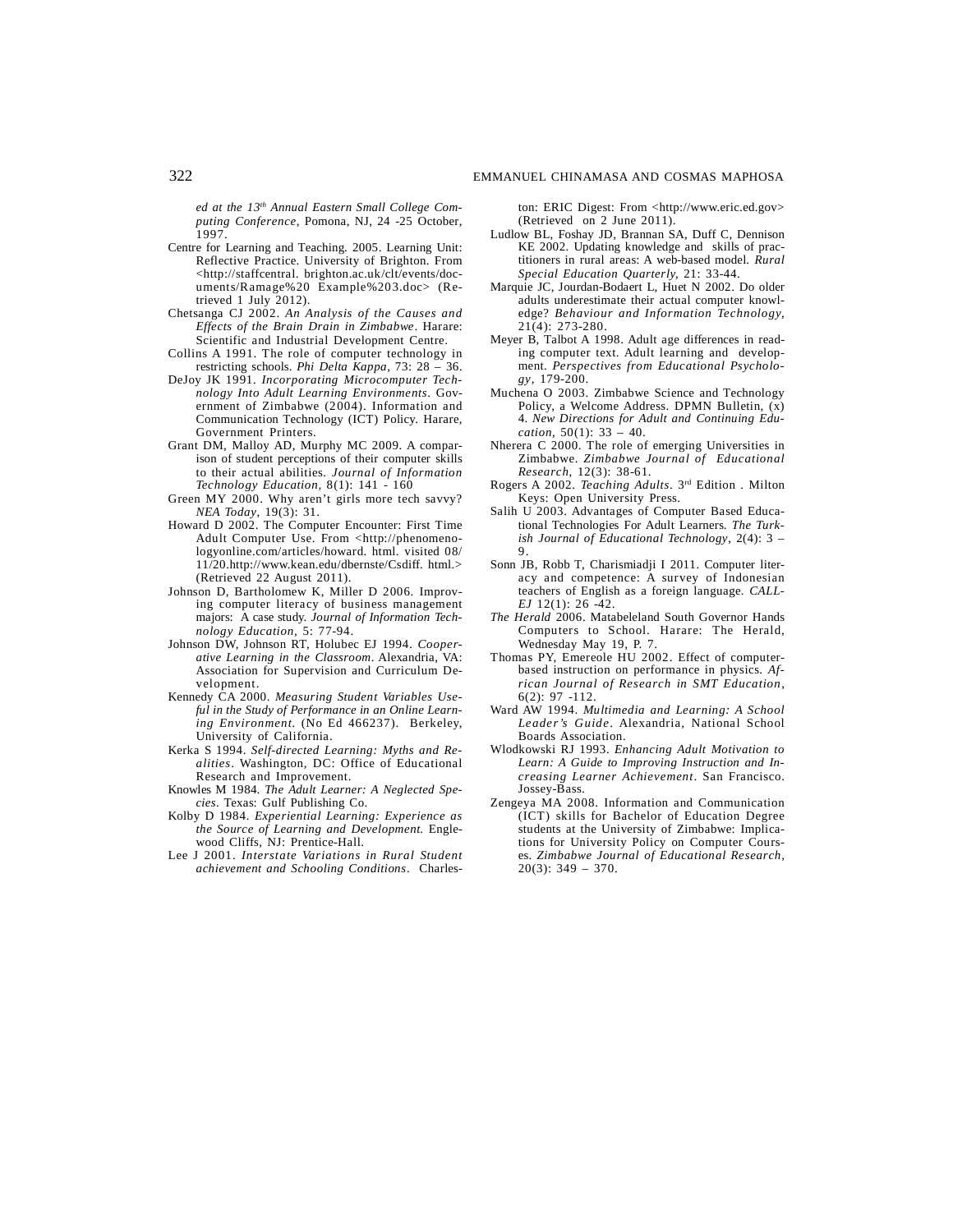*ed at the 13th Annual Eastern Small College Computing Conference*, Pomona, NJ, 24 -25 October, 1997.

Centre for Learning and Teaching. 2005. Learning Unit: Reflective Practice. University of Brighton. From <http://staffcentral. brighton.ac.uk/clt/events/documents/Ramage%20 Example%203.doc> (Retrieved 1 July 2012).

Chetsanga CJ 2002. *An Analysis of the Causes and Effects of the Brain Drain in Zimbabwe*. Harare: Scientific and Industrial Development Centre.

Collins A 1991. The role of computer technology in restricting schools. *Phi Delta Kappa*, 73: 28 – 36.

DeJoy JK 1991. *Incorporating Microcomputer Technology Into Adult Learning Environments*. Government of Zimbabwe (2004). Information and Communication Technology (ICT) Policy. Harare, Government Printers.

Grant DM, Malloy AD, Murphy MC 2009. A comparison of student perceptions of their computer skills to their actual abilities. *Journal of Information Technology Education*, 8(1): 141 - 160

Green MY 2000. Why aren't girls more tech savvy? *NEA Today*, 19(3): 31.

Howard D 2002. The Computer Encounter: First Time Adult Computer Use. From <http://phenomenologyonline.com/articles/howard. html. visited 08/11/20.http://www.kean.edu/dbernste/Csdiff. html.> (Retrieved 22 August 2011).

Johnson D, Bartholomew K, Miller D 2006. Improving computer literacy of business management majors: A case study. *Journal of Information Technology Education*, 5: 77-94.

Johnson DW, Johnson RT, Holubec EJ 1994. *Cooperative Learning in the Classroom*. Alexandria, VA: Association for Supervision and Curriculum Development.

Kennedy CA 2000. *Measuring Student Variables Useful in the Study of Performance in an Online Learning Environment*. (No Ed 466237). Berkeley, University of California.

Kerka S 1994. *Self-directed Learning: Myths and Realities*. Washington, DC: Office of Educational Research and Improvement.

Knowles M 1984. *The Adult Learner: A Neglected Species*. Texas: Gulf Publishing Co.

Kolby D 1984. *Experiential Learning: Experience as the Source of Learning and Development*. Englewood Cliffs, NJ: Prentice-Hall.

Lee J 2001. *Interstate Variations in Rural Student achievement and Schooling Conditions*. Charleston: ERIC Digest: From <http://www.eric.ed.gov> (Retrieved on 2 June 2011).

Ludlow BL, Foshay JD, Brannan SA, Duff C, Dennison KE 2002. Updating knowledge and skills of practitioners in rural areas: A web-based model. *Rural Special Education Quarterly*, 21: 33-44.

Marquie JC, Jourdan-Bodaert L, Huet N 2002. Do older adults underestimate their actual computer knowledge? *Behaviour and Information Technology*, 21(4): 273-280.

Meyer B, Talbot A 1998. Adult age differences in reading computer text. Adult learning and development. *Perspectives from Educational Psychology*, 179-200.

Muchena O 2003. Zimbabwe Science and Technology Policy, a Welcome Address. DPMN Bulletin, (x) 4. *New Directions for Adult and Continuing Education*, 50(1): 33 – 40.

Nherera C 2000. The role of emerging Universities in Zimbabwe. *Zimbabwe Journal of Educational Research*, 12(3): 38-61.

Rogers A 2002. *Teaching Adults*. 3rd Edition . Milton Keys: Open University Press.

Salih U 2003. Advantages of Computer Based Educational Technologies For Adult Learners. *The Turkish Journal of Educational Technology*, 2(4): 3 – 9.

Sonn JB, Robb T, Charismiadji I 2011. Computer literacy and competence: A survey of Indonesian teachers of English as a foreign language. *CALL-EJ* 12(1): 26 -42.

*The Herald* 2006. Matabeleland South Governor Hands Computers to School. Harare: The Herald, Wednesday May 19, P. 7.

Thomas PY, Emereole HU 2002. Effect of computer-based instruction on performance in physics. *African Journal of Research in SMT Education*, 6(2): 97 -112.

Ward AW 1994. *Multimedia and Learning: A School Leader's Guide*. Alexandria, National School Boards Association.

Wlodkowski RJ 1993. *Enhancing Adult Motivation to Learn: A Guide to Improving Instruction and Increasing Learner Achievement*. San Francisco. Jossey-Bass.

Zengeya MA 2008. Information and Communication (ICT) skills for Bachelor of Education Degree students at the University of Zimbabwe: Implications for University Policy on Computer Courses. *Zimbabwe Journal of Educational Research*, 20(3): 349 – 370.